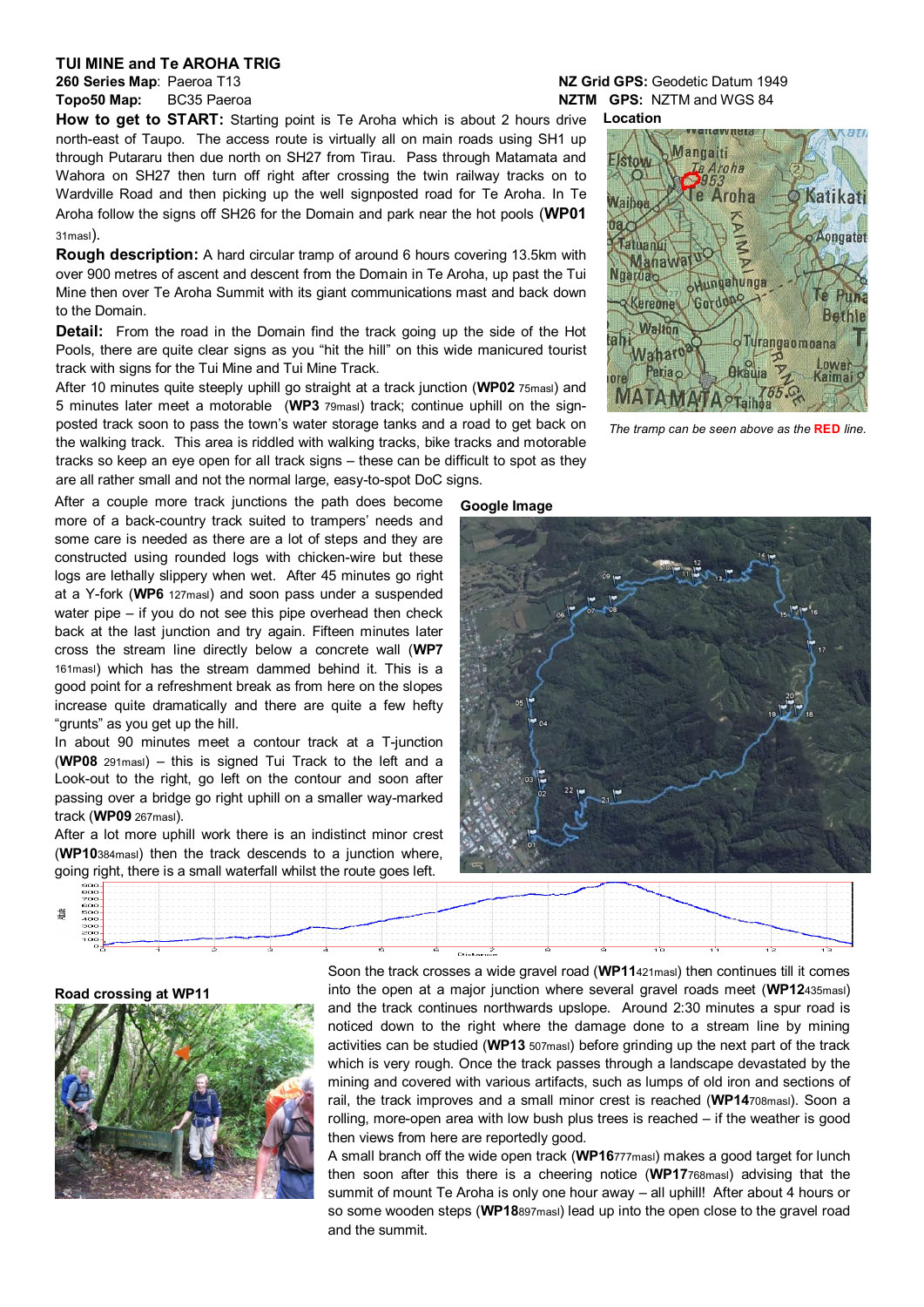# TUI MINE and Te AROHA TRIG

**260 Series Map**: Paeroa T13
**Topo50 Map:** BC35 Paeroa

**NZ Grid GPS:** Geodetic Datum 1949
**NZTM GPS:** NZTM and WGS 84

**How to get to START:** Starting point is Te Aroha which is about 2 hours drive north-east of Taupo. The access route is virtually all on main roads using SH1 up through Putararu then due north on SH27 from Tirau. Pass through Matamata and Wahora on SH27 then turn off right after crossing the twin railway tracks on to Wardville Road and then picking up the well signposted road for Te Aroha. In Te Aroha follow the signs off SH26 for the Domain and park near the hot pools (**WP01** 31masl).

**Location**

*The tramp can be seen above as the* ***RED*** *line.*

**Rough description:** A hard circular tramp of around 6 hours covering 13.5km with over 900 metres of ascent and descent from the Domain in Te Aroha, up past the Tui Mine then over Te Aroha Summit with its giant communications mast and back down to the Domain.

**Detail:** From the road in the Domain find the track going up the side of the Hot Pools, there are quite clear signs as you "hit the hill" on this wide manicured tourist track with signs for the Tui Mine and Tui Mine Track.

After 10 minutes quite steeply uphill go straight at a track junction (**WP02** 75masl) and 5 minutes later meet a motorable (**WP3** 79masl) track; continue uphill on the sign-posted track soon to pass the town's water storage tanks and a road to get back on the walking track. This area is riddled with walking tracks, bike tracks and motorable tracks so keep an eye open for all track signs – these can be difficult to spot as they are all rather small and not the normal large, easy-to-spot DoC signs.

After a couple more track junctions the path does become more of a back-country track suited to trampers' needs and some care is needed as there are a lot of steps and they are constructed using rounded logs with chicken-wire but these logs are lethally slippery when wet. After 45 minutes go right at a Y-fork (**WP6** 127masl) and soon pass under a suspended water pipe – if you do not see this pipe overhead then check back at the last junction and try again. Fifteen minutes later cross the stream line directly below a concrete wall (**WP7** 161masl) which has the stream dammed behind it. This is a good point for a refreshment break as from here on the slopes increase quite dramatically and there are quite a few hefty "grunts" as you get up the hill.

**Google Image**

In about 90 minutes meet a contour track at a T-junction (**WP08** 291masl) – this is signed Tui Track to the left and a Look-out to the right, go left on the contour and soon after passing over a bridge go right uphill on a smaller way-marked track (**WP09** 267masl).

After a lot more uphill work there is an indistinct minor crest (**WP10**384masl) then the track descends to a junction where, going right, there is a small waterfall whilst the route goes left.

**Road crossing at WP11**

Soon the track crosses a wide gravel road (**WP11**421masl) then continues till it comes into the open at a major junction where several gravel roads meet (**WP12**435masl) and the track continues northwards upslope. Around 2:30 minutes a spur road is noticed down to the right where the damage done to a stream line by mining activities can be studied (**WP13** 507masl) before grinding up the next part of the track which is very rough. Once the track passes through a landscape devastated by the mining and covered with various artifacts, such as lumps of old iron and sections of rail, the track improves and a small minor crest is reached (**WP14**708masl). Soon a rolling, more-open area with low bush plus trees is reached – if the weather is good then views from here are reportedly good.

A small branch off the wide open track (**WP16**777masl) makes a good target for lunch then soon after this there is a cheering notice (**WP17**768masl) advising that the summit of mount Te Aroha is only one hour away – all uphill! After about 4 hours or so some wooden steps (**WP18**897masl) lead up into the open close to the gravel road and the summit.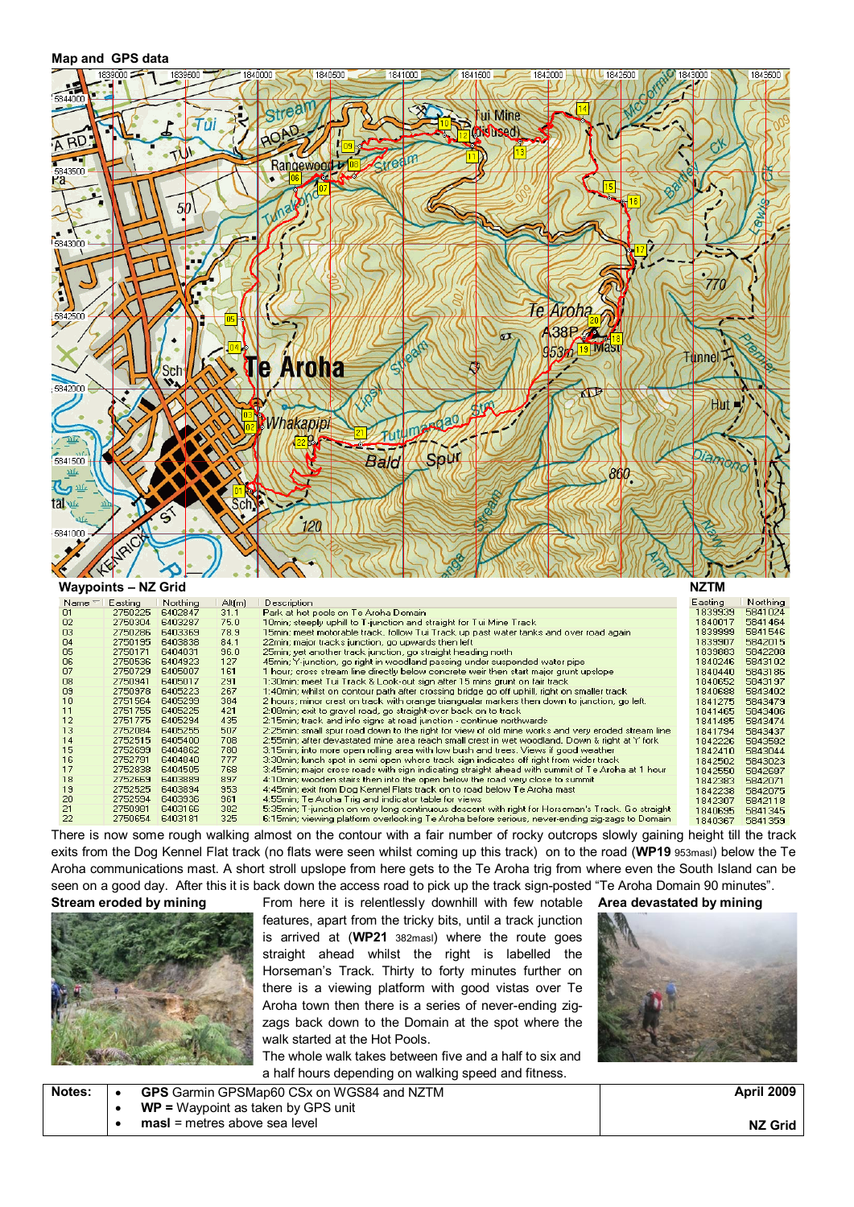**Map and GPS data**

**Waypoints – NZ Grid**

| Name | Easting | Northing | Alt(m) | Description | NZTM Easting | NZTM Northing |
|---|---|---|---|---|---|---|
| 01 | 2750225 | 6402847 | 31.1 | Park at hot pools on Te Aroha Domain | 1839939 | 5841024 |
| 02 | 2750304 | 6403287 | 75.0 | 10min; steeply uphill to T-junction and straight for Tui Mine Track | 1840017 | 5841464 |
| 03 | 2750286 | 6403369 | 78.9 | 15min; meet motorable track, follow Tui Track up past water tanks and over road again | 1839999 | 5841546 |
| 04 | 2750195 | 6403838 | 84.1 | 22min; major tracks junction, go upwards then left | 1839907 | 5842015 |
| 05 | 2750171 | 6404031 | 96.0 | 25min; yet another track junction, go straight heading north | 1839883 | 5842208 |
| 06 | 2750536 | 6404923 | 127 | 45min; Y-junction, go right in woodland passing under suspended water pipe | 1840246 | 5843102 |
| 07 | 2750729 | 6405007 | 161 | 1 hour; cross stream line directly below concrete weir then start major grunt upslope | 1840440 | 5843186 |
| 08 | 2750941 | 6405017 | 291 | 1:30min; meet Tui Track & Look-out sign after 15 mins grunt on fair track | 1840652 | 5843197 |
| 09 | 2750978 | 6405223 | 267 | 1:40min; whilst on contour path after crossing bridge go off uphill, right on smaller track | 1840688 | 5843402 |
| 10 | 2751564 | 6405299 | 384 | 2 hours; minor crest on track with orange triangular markers then down to junction, go left. | 1841275 | 5843479 |
| 11 | 2751755 | 6405225 | 421 | 2:08min; exit to gravel road, go straight over back on to track | 1841465 | 5843406 |
| 12 | 2751775 | 6405294 | 435 | 2:15min; track and into signs at road junction - continue northwards | 1841485 | 5843474 |
| 13 | 2752084 | 6405255 | 507 | 2:25min; small spur road down to the right for view of old mine works and very eroded stream line | 1841794 | 5843437 |
| 14 | 2752515 | 6405400 | 708 | 2:55min; after devastated mine area reach small crest in wet woodland. Down & right at 'Y' fork | 1842226 | 5843582 |
| 15 | 2752699 | 6404862 | 780 | 3:15min; into more open rolling area with low bush and trees. Views if good weather | 1842410 | 5843044 |
| 16 | 2752791 | 6404840 | 777 | 3:30min; lunch spot in semi open where track sign indicates off right from wider track | 1842502 | 5843023 |
| 17 | 2752839 | 6404505 | 769 | 3:45min; major cross roads with sign indicating straight ahead with summit of Te Aroha at 1 hour | 1842550 | 5842687 |
| 18 | 2752669 | 6403889 | 897 | 4:10min; wooden stairs then into the open below the road very close to summit | 1842383 | 5842071 |
| 19 | 2752525 | 6403894 | 953 | 4:45min; exit from Dog Kennel Flats track on to road below Te Aroha mast | 1842238 | 5842075 |
| 20 | 2752594 | 6403936 | 961 | 4:55min; Te Aroha Trig and indicator table for views | 1842307 | 5842118 |
| 21 | 2750981 | 6403166 | 382 | 5:35min; T-junction on very long continuous descent with right for Horseman's Track. Go straight | 1840695 | 5841345 |
| 22 | 2750654 | 6403181 | 325 | 6:15min; viewing platform overlooking Te Aroha before serious, never-ending zig-zags to Domain | 1840367 | 5841359 |

There is now some rough walking almost on the contour with a fair number of rocky outcrops slowly gaining height till the track exits from the Dog Kennel Flat track (no flats were seen whilst coming up this track) on to the road (**WP19** 953masl) below the Te Aroha communications mast. A short stroll upslope from here gets to the Te Aroha trig from where even the South Island can be seen on a good day. After this it is back down the access road to pick up the track sign-posted "Te Aroha Domain 90 minutes".

**Stream eroded by mining**

From here it is relentlessly downhill with few notable features, apart from the tricky bits, until a track junction is arrived at (**WP21** 382masl) where the route goes straight ahead whilst the right is labelled the Horseman's Track. Thirty to forty minutes further on there is a viewing platform with good vistas over Te Aroha town then there is a series of never-ending zig-zags back down to the Domain at the spot where the walk started at the Hot Pools.

The whole walk takes between five and a half to six and a half hours depending on walking speed and fitness.

**Area devastated by mining**

| | | |
|---|---|---|
| **Notes:** | • **GPS** Garmin GPSMap60 CSx on WGS84 and NZTM<br>• **WP =** Waypoint as taken by GPS unit<br>• **masl** = metres above sea level | **April 2009**<br><br>**NZ Grid** |